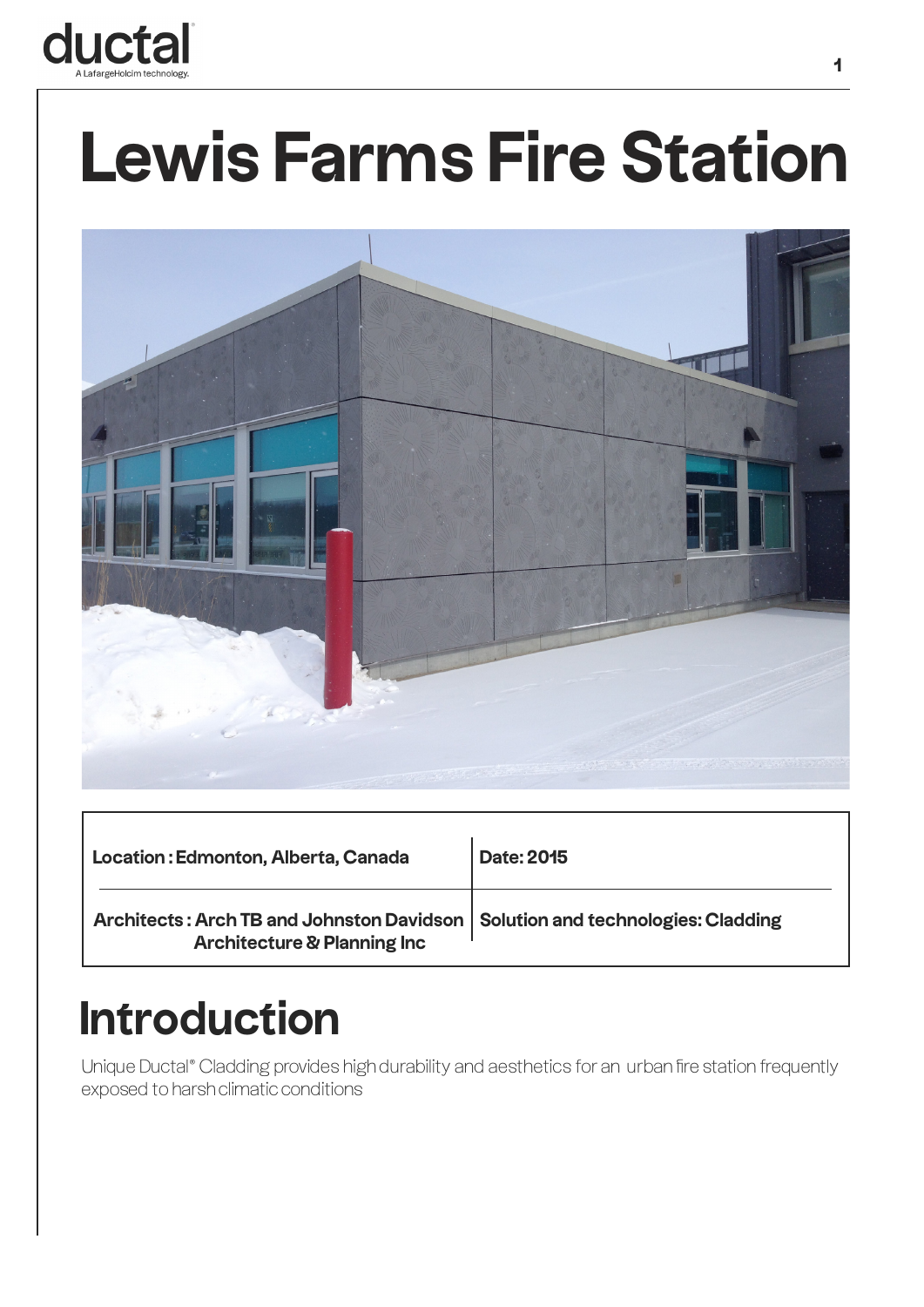# Lewis Farms Fire Station

| Location : Edmonton, Alberta, Canada | Date: 2015 |
|---|---|
| Architects : Arch TB and Johnston Davidson Architecture & Planning Inc | Solution and technologies: Cladding |

## Introduction

Unique Ductal® Cladding provides high durability and aesthetics for an urban fire station frequently exposed to harsh climatic conditions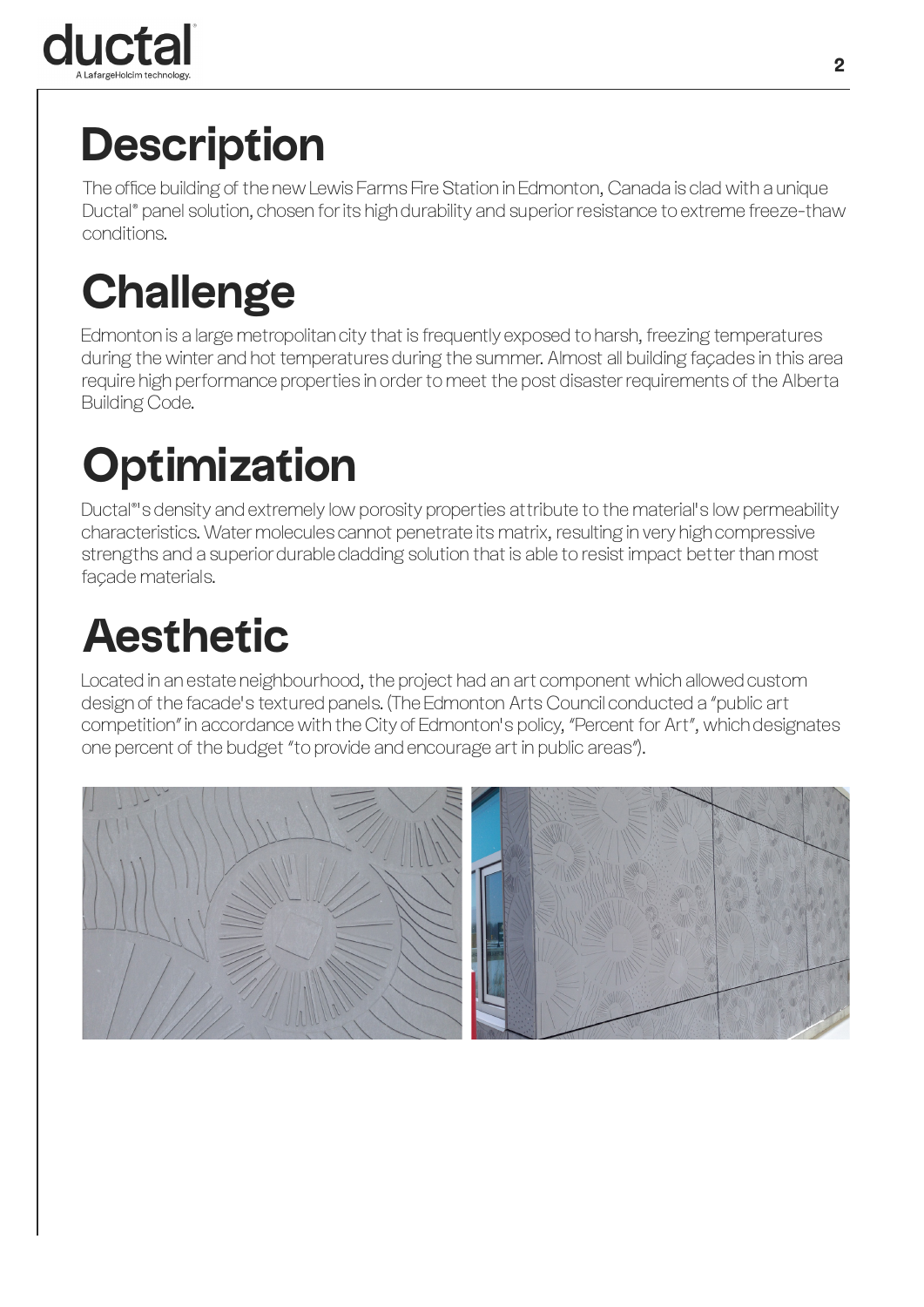# Description

The office building of the new Lewis Farms Fire Station in Edmonton, Canada is clad with a unique Ductal® panel solution, chosen for its high durability and superior resistance to extreme freeze-thaw conditions.

# Challenge

Edmonton is a large metropolitan city that is frequently exposed to harsh, freezing temperatures during the winter and hot temperatures during the summer. Almost all building façades in this area require high performance properties in order to meet the post disaster requirements of the Alberta Building Code.

# Optimization

Ductal®'s density and extremely low porosity properties attribute to the material's low permeability characteristics. Water molecules cannot penetrate its matrix, resulting in very high compressive strengths and a superior durable cladding solution that is able to resist impact better than most façade materials.

# Aesthetic

Located in an estate neighbourhood, the project had an art component which allowed custom design of the facade's textured panels. (The Edmonton Arts Council conducted a "public art competition" in accordance with the City of Edmonton's policy, "Percent for Art", which designates one percent of the budget "to provide and encourage art in public areas").